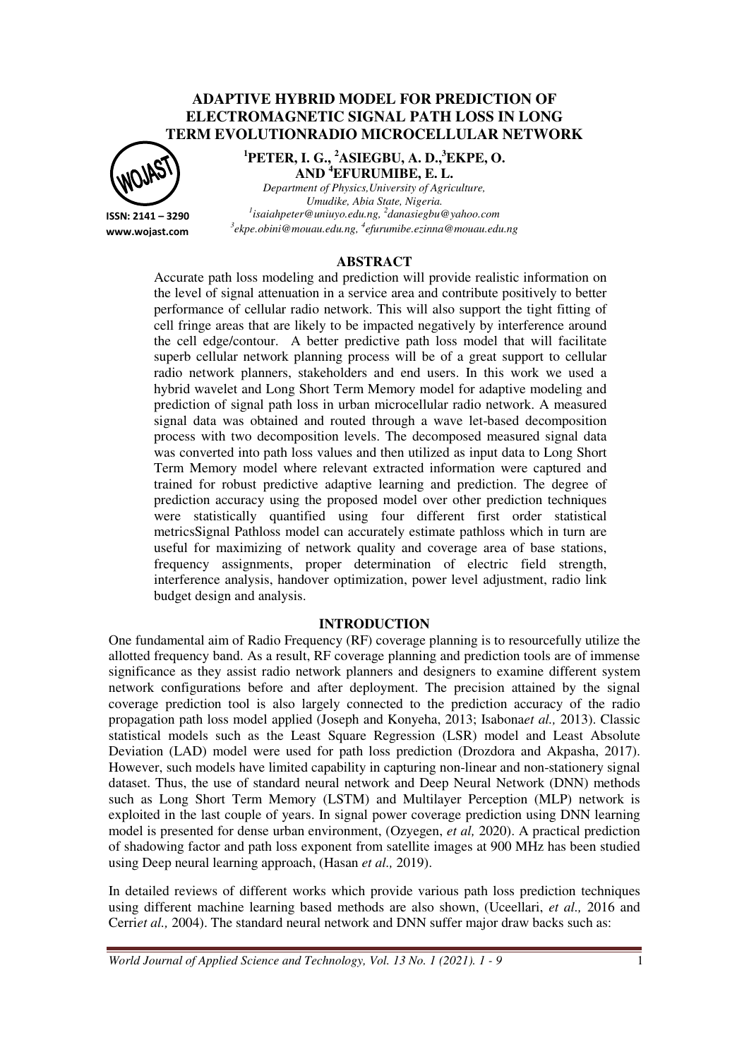# ADAPTIVE HYBRID MODEL FOR PREDICTION OF ELECTROMAGNETIC SIGNAL PATH LOSS IN LONG TERM EVOLUTIONRADIO MICROCELLULAR NETWORK

**[1]PETER, I. G., [2]ASIEGBU, A. D.,[3]EKPE, O. AND [4]EFURUMIBE, E. L.**

*Department of Physics,University of Agriculture, Umudike, Abia State, Nigeria.*
*[1]isaiahpeter@uniuyo.edu.ng, [2]danasiegbu@yahoo.com*
*[3]ekpe.obini@mouau.edu.ng, [4]efurumibe.ezinna@mouau.edu.ng*

ISSN: 2141 – 3290
www.wojast.com

## ABSTRACT

Accurate path loss modeling and prediction will provide realistic information on the level of signal attenuation in a service area and contribute positively to better performance of cellular radio network. This will also support the tight fitting of cell fringe areas that are likely to be impacted negatively by interference around the cell edge/contour. A better predictive path loss model that will facilitate superb cellular network planning process will be of a great support to cellular radio network planners, stakeholders and end users. In this work we used a hybrid wavelet and Long Short Term Memory model for adaptive modeling and prediction of signal path loss in urban microcellular radio network. A measured signal data was obtained and routed through a wave let-based decomposition process with two decomposition levels. The decomposed measured signal data was converted into path loss values and then utilized as input data to Long Short Term Memory model where relevant extracted information were captured and trained for robust predictive adaptive learning and prediction. The degree of prediction accuracy using the proposed model over other prediction techniques were statistically quantified using four different first order statistical metricsSignal Pathloss model can accurately estimate pathloss which in turn are useful for maximizing of network quality and coverage area of base stations, frequency assignments, proper determination of electric field strength, interference analysis, handover optimization, power level adjustment, radio link budget design and analysis.

## INTRODUCTION

One fundamental aim of Radio Frequency (RF) coverage planning is to resourcefully utilize the allotted frequency band. As a result, RF coverage planning and prediction tools are of immense significance as they assist radio network planners and designers to examine different system network configurations before and after deployment. The precision attained by the signal coverage prediction tool is also largely connected to the prediction accuracy of the radio propagation path loss model applied (Joseph and Konyeha, 2013; Isabona*et al.,* 2013). Classic statistical models such as the Least Square Regression (LSR) model and Least Absolute Deviation (LAD) model were used for path loss prediction (Drozdora and Akpasha, 2017). However, such models have limited capability in capturing non-linear and non-stationery signal dataset. Thus, the use of standard neural network and Deep Neural Network (DNN) methods such as Long Short Term Memory (LSTM) and Multilayer Perception (MLP) network is exploited in the last couple of years. In signal power coverage prediction using DNN learning model is presented for dense urban environment, (Ozyegen, *et al,* 2020). A practical prediction of shadowing factor and path loss exponent from satellite images at 900 MHz has been studied using Deep neural learning approach, (Hasan *et al.,* 2019).

In detailed reviews of different works which provide various path loss prediction techniques using different machine learning based methods are also shown, (Uceellari, *et al.,* 2016 and Cerri*et al.,* 2004). The standard neural network and DNN suffer major draw backs such as: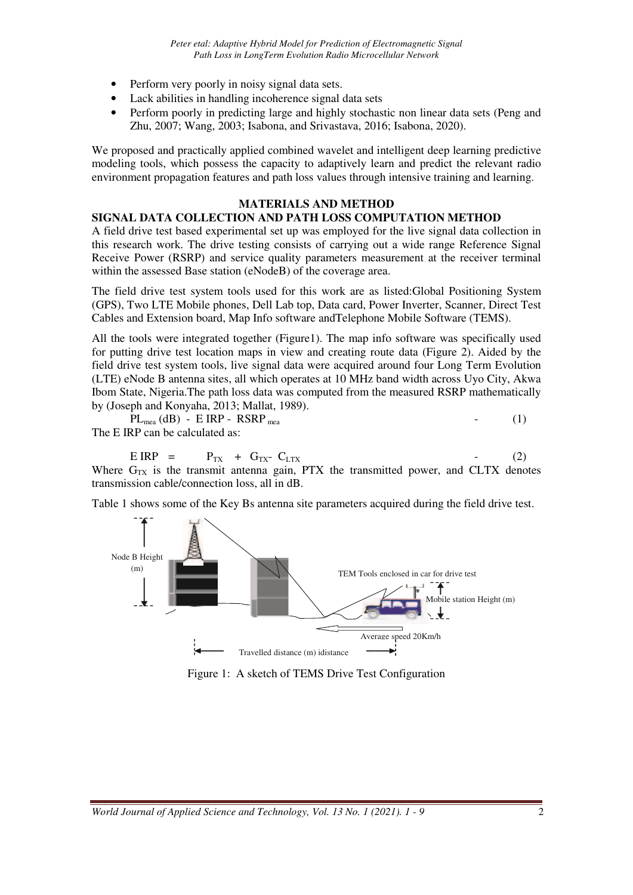- Perform very poorly in noisy signal data sets.
- Lack abilities in handling incoherence signal data sets
- Perform poorly in predicting large and highly stochastic non linear data sets (Peng and Zhu, 2007; Wang, 2003; Isabona, and Srivastava, 2016; Isabona, 2020).

We proposed and practically applied combined wavelet and intelligent deep learning predictive modeling tools, which possess the capacity to adaptively learn and predict the relevant radio environment propagation features and path loss values through intensive training and learning.

## MATERIALS AND METHOD

### SIGNAL DATA COLLECTION AND PATH LOSS COMPUTATION METHOD

A field drive test based experimental set up was employed for the live signal data collection in this research work. The drive testing consists of carrying out a wide range Reference Signal Receive Power (RSRP) and service quality parameters measurement at the receiver terminal within the assessed Base station (eNodeB) of the coverage area.

The field drive test system tools used for this work are as listed:Global Positioning System (GPS), Two LTE Mobile phones, Dell Lab top, Data card, Power Inverter, Scanner, Direct Test Cables and Extension board, Map Info software andTelephone Mobile Software (TEMS).

All the tools were integrated together (Figure1). The map info software was specifically used for putting drive test location maps in view and creating route data (Figure 2). Aided by the field drive test system tools, live signal data were acquired around four Long Term Evolution (LTE) eNode B antenna sites, all which operates at 10 MHz band width across Uyo City, Akwa Ibom State, Nigeria.The path loss data was computed from the measured RSRP mathematically by (Joseph and Konyaha, 2013; Mallat, 1989).

$$PL_{mea}\,(dB)\ -\ E\,IRP\ -\ RSRP_{mea} \qquad - \qquad (1)$$

The E IRP can be calculated as:

$$E\,IRP \;=\; P_{TX} + G_{TX} - C_{LTX} \qquad - \qquad (2)$$

Where $G_{TX}$ is the transmit antenna gain, PTX the transmitted power, and CLTX denotes transmission cable/connection loss, all in dB.

Table 1 shows some of the Key Bs antenna site parameters acquired during the field drive test.

Node B Height (m)

TEM Tools enclosed in car for drive test

Mobile station Height (m)

Average speed 20Km/h

Travelled distance (m) idistance

Figure 1: A sketch of TEMS Drive Test Configuration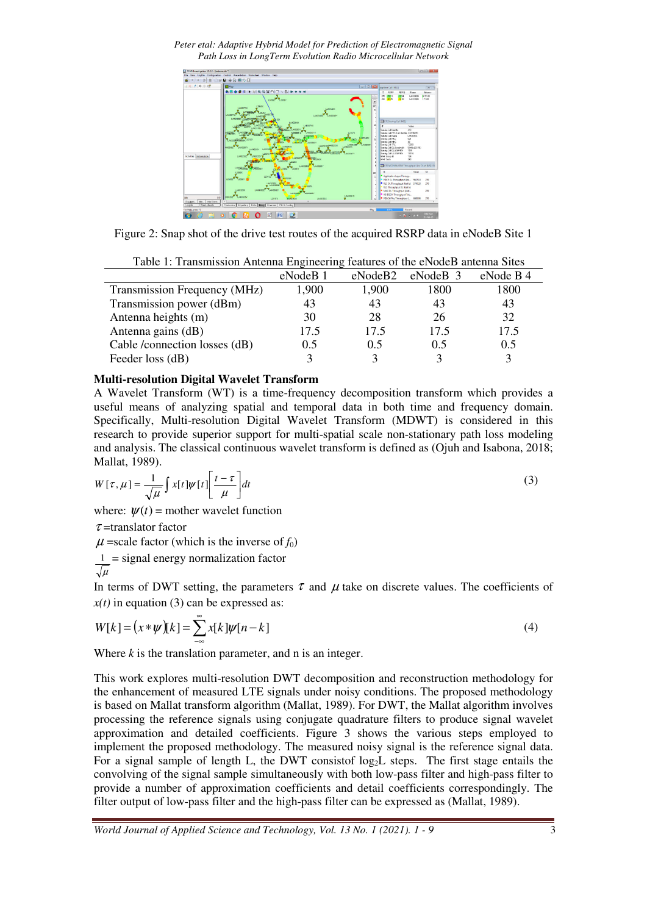Figure 2: Snap shot of the drive test routes of the acquired RSRP data in eNodeB Site 1

Table 1: Transmission Antenna Engineering features of the eNodeB antenna Sites

| | eNodeB 1 | eNodeB2 | eNodeB 3 | eNode B 4 |
|---|---|---|---|---|
| Transmission Frequency (MHz) | 1,900 | 1,900 | 1800 | 1800 |
| Transmission power (dBm) | 43 | 43 | 43 | 43 |
| Antenna heights (m) | 30 | 28 | 26 | 32 |
| Antenna gains (dB) | 17.5 | 17.5 | 17.5 | 17.5 |
| Cable /connection losses (dB) | 0.5 | 0.5 | 0.5 | 0.5 |
| Feeder loss (dB) | 3 | 3 | 3 | 3 |

**Multi-resolution Digital Wavelet Transform**

A Wavelet Transform (WT) is a time-frequency decomposition transform which provides a useful means of analyzing spatial and temporal data in both time and frequency domain. Specifically, Multi-resolution Digital Wavelet Transform (MDWT) is considered in this research to provide superior support for multi-spatial scale non-stationary path loss modeling and analysis. The classical continuous wavelet transform is defined as (Ojuh and Isabona, 2018; Mallat, 1989).

$$W[\tau,\mu] = \frac{1}{\sqrt{\mu}} \int x[t]\psi[t]\left[\frac{t-\tau}{\mu}\right]dt \tag{3}$$

where: $\psi(t)$ = mother wavelet function

$\tau$ =translator factor

$\mu$ =scale factor (which is the inverse of $f_0$)

$\frac{1}{\sqrt{\mu}}$ = signal energy normalization factor

In terms of DWT setting, the parameters $\tau$ and $\mu$ take on discrete values. The coefficients of *x(t)* in equation (3) can be expressed as:

$$W[k] = (x * \psi)[k] = \sum_{-\infty}^{\infty} x[k]\psi[n-k] \tag{4}$$

Where *k* is the translation parameter, and n is an integer.

This work explores multi-resolution DWT decomposition and reconstruction methodology for the enhancement of measured LTE signals under noisy conditions. The proposed methodology is based on Mallat transform algorithm (Mallat, 1989). For DWT, the Mallat algorithm involves processing the reference signals using conjugate quadrature filters to produce signal wavelet approximation and detailed coefficients. Figure 3 shows the various steps employed to implement the proposed methodology. The measured noisy signal is the reference signal data. For a signal sample of length L, the DWT consistof $\log_2 L$ steps. The first stage entails the convolving of the signal sample simultaneously with both low-pass filter and high-pass filter to provide a number of approximation coefficients and detail coefficients correspondingly. The filter output of low-pass filter and the high-pass filter can be expressed as (Mallat, 1989).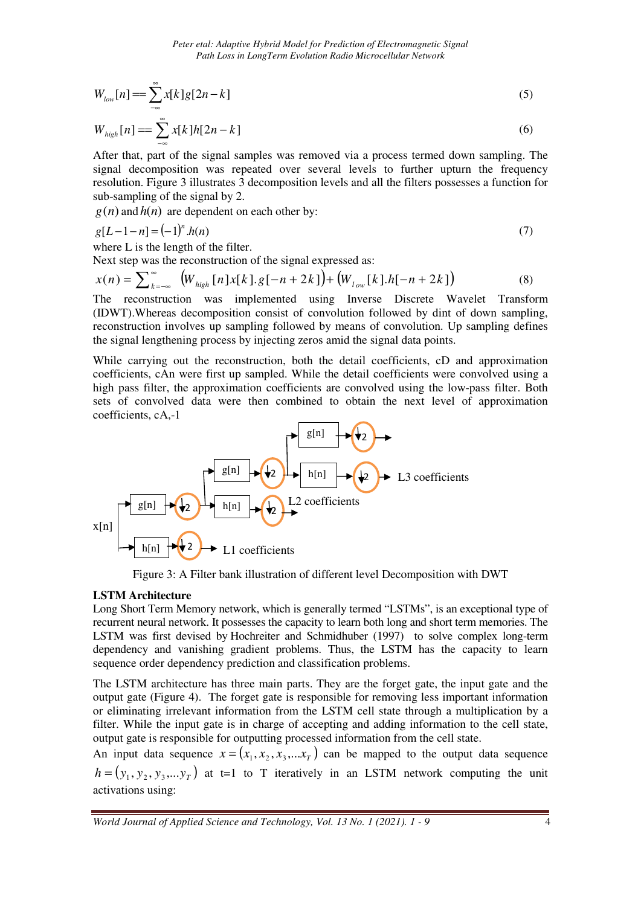$$W_{low}[n] == \sum_{-\infty}^{\infty} x[k]g[2n-k] \quad (5)$$

$$W_{high}[n] == \sum_{-\infty}^{\infty} x[k]h[2n-k] \quad (6)$$

After that, part of the signal samples was removed via a process termed down sampling. The signal decomposition was repeated over several levels to further upturn the frequency resolution. Figure 3 illustrates 3 decomposition levels and all the filters possesses a function for sub-sampling of the signal by 2.

$g(n)$ and $h(n)$ are dependent on each other by:

$$g[L-1-n] = (-1)^n .h(n) \quad (7)$$

where L is the length of the filter.

Next step was the reconstruction of the signal expressed as:

$$x(n) = \sum_{k=-\infty}^{\infty} \left(W_{high}[n]x[k].g[-n+2k]\right) + \left(W_{low}[k].h[-n+2k]\right) \quad (8)$$

The reconstruction was implemented using Inverse Discrete Wavelet Transform (IDWT).Whereas decomposition consist of convolution followed by dint of down sampling, reconstruction involves up sampling followed by means of convolution. Up sampling defines the signal lengthening process by injecting zeros amid the signal data points.

While carrying out the reconstruction, both the detail coefficients, cD and approximation coefficients, cAn were first up sampled. While the detail coefficients were convolved using a high pass filter, the approximation coefficients are convolved using the low-pass filter. Both sets of convolved data were then combined to obtain the next level of approximation coefficients, cA,-1

x[n]
g[n]
h[n]
2
L1 coefficients
L2 coefficients
L3 coefficients

Figure 3: A Filter bank illustration of different level Decomposition with DWT

**LSTM Architecture**

Long Short Term Memory network, which is generally termed "LSTMs", is an exceptional type of recurrent neural network. It possesses the capacity to learn both long and short term memories. The LSTM was first devised by Hochreiter and Schmidhuber (1997) to solve complex long-term dependency and vanishing gradient problems. Thus, the LSTM has the capacity to learn sequence order dependency prediction and classification problems.

The LSTM architecture has three main parts. They are the forget gate, the input gate and the output gate (Figure 4). The forget gate is responsible for removing less important information or eliminating irrelevant information from the LSTM cell state through a multiplication by a filter. While the input gate is in charge of accepting and adding information to the cell state, output gate is responsible for outputting processed information from the cell state.

An input data sequence $x = (x_1, x_2, x_3, ...x_T)$ can be mapped to the output data sequence $h = (y_1, y_2, y_3, ...y_T)$ at t=1 to T iteratively in an LSTM network computing the unit activations using: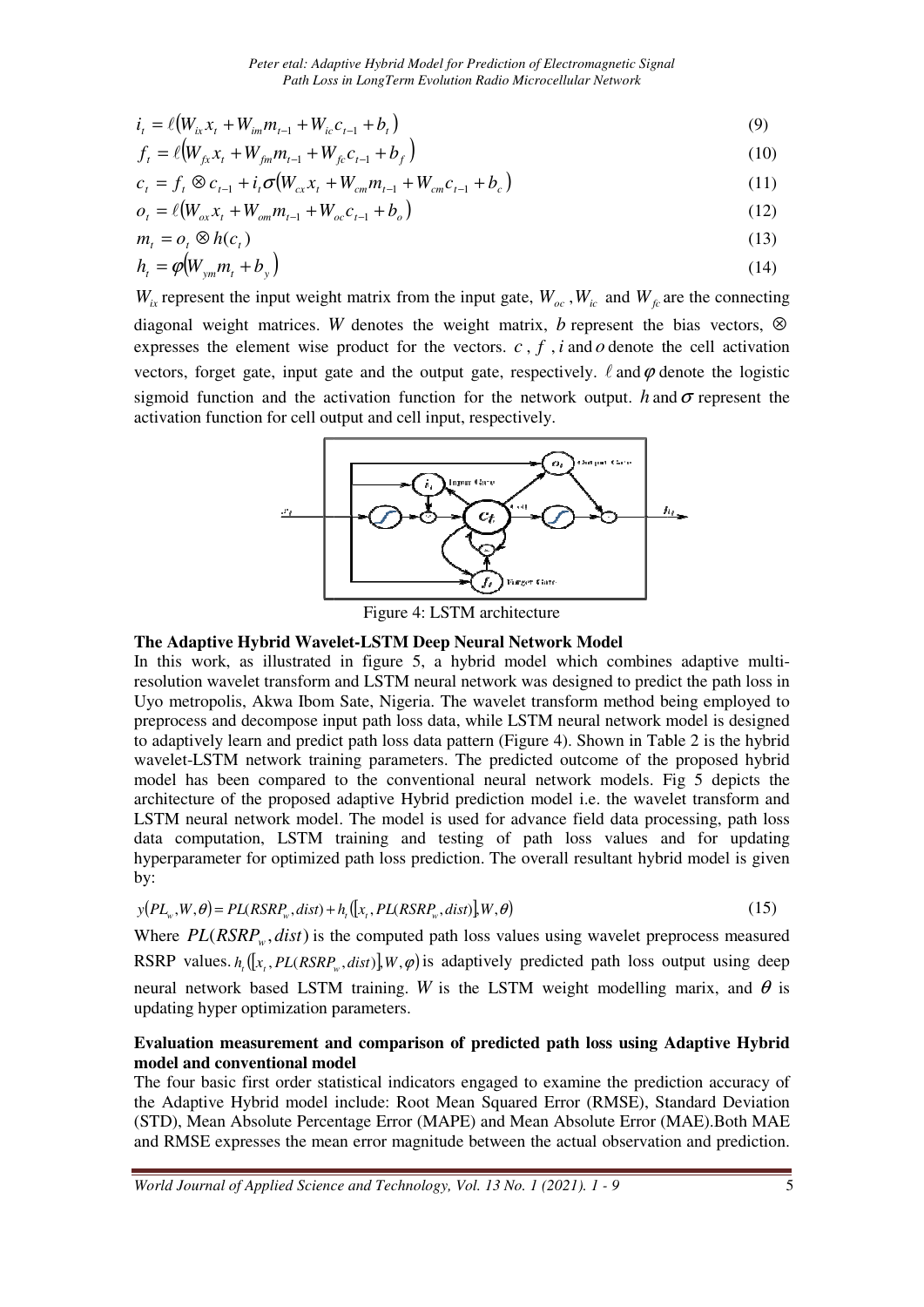$$i_t = \ell(W_{ix}x_t + W_{im}m_{t-1} + W_{ic}c_{t-1} + b_t) \tag{9}$$

$$f_t = \ell(W_{fx}x_t + W_{fm}m_{t-1} + W_{fc}c_{t-1} + b_f) \tag{10}$$

$$c_t = f_t \otimes c_{t-1} + i_t\sigma(W_{cx}x_t + W_{cm}m_{t-1} + W_{cm}c_{t-1} + b_c) \tag{11}$$

$$o_t = \ell(W_{ox}x_t + W_{om}m_{t-1} + W_{oc}c_{t-1} + b_o) \tag{12}$$

$$m_t = o_t \otimes h(c_t) \tag{13}$$

$$h_t = \varphi(W_{ym}m_t + b_y) \tag{14}$$

$W_{ix}$ represent the input weight matrix from the input gate, $W_{oc}$, $W_{ic}$ and $W_{fc}$ are the connecting diagonal weight matrices. $W$ denotes the weight matrix, $b$ represent the bias vectors, $\otimes$ expresses the element wise product for the vectors. $c$, $f$, $i$ and $o$ denote the cell activation vectors, forget gate, input gate and the output gate, respectively. $\ell$ and $\varphi$ denote the logistic sigmoid function and the activation function for the network output. $h$ and $\sigma$ represent the activation function for cell output and cell input, respectively.

Figure 4: LSTM architecture

**The Adaptive Hybrid Wavelet-LSTM Deep Neural Network Model**

In this work, as illustrated in figure 5, a hybrid model which combines adaptive multi-resolution wavelet transform and LSTM neural network was designed to predict the path loss in Uyo metropolis, Akwa Ibom Sate, Nigeria. The wavelet transform method being employed to preprocess and decompose input path loss data, while LSTM neural network model is designed to adaptively learn and predict path loss data pattern (Figure 4). Shown in Table 2 is the hybrid wavelet-LSTM network training parameters. The predicted outcome of the proposed hybrid model has been compared to the conventional neural network models. Fig 5 depicts the architecture of the proposed adaptive Hybrid prediction model i.e. the wavelet transform and LSTM neural network model. The model is used for advance field data processing, path loss data computation, LSTM training and testing of path loss values and for updating hyperparameter for optimized path loss prediction. The overall resultant hybrid model is given by:

$$y(PL_w, W, \theta) = PL(RSRP_w, dist) + h_t([x_t, PL(RSRP_w, dist)], W, \theta) \tag{15}$$

Where $PL(RSRP_w, dist)$ is the computed path loss values using wavelet preprocess measured RSRP values. $h_t([x_t, PL(RSRP_w, dist)], W, \varphi)$ is adaptively predicted path loss output using deep neural network based LSTM training. $W$ is the LSTM weight modelling marix, and $\theta$ is updating hyper optimization parameters.

**Evaluation measurement and comparison of predicted path loss using Adaptive Hybrid model and conventional model**

The four basic first order statistical indicators engaged to examine the prediction accuracy of the Adaptive Hybrid model include: Root Mean Squared Error (RMSE), Standard Deviation (STD), Mean Absolute Percentage Error (MAPE) and Mean Absolute Error (MAE).Both MAE and RMSE expresses the mean error magnitude between the actual observation and prediction.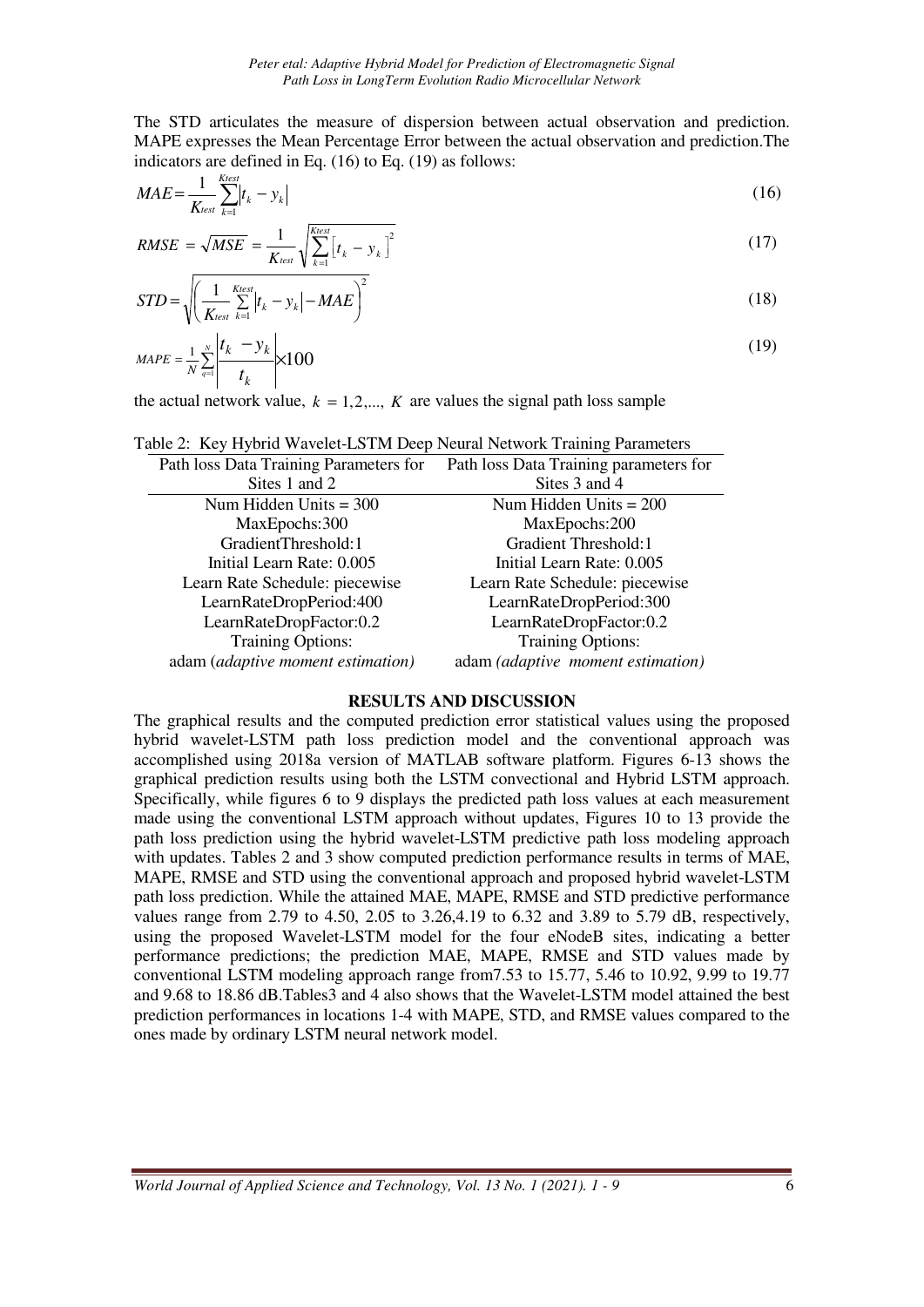The STD articulates the measure of dispersion between actual observation and prediction. MAPE expresses the Mean Percentage Error between the actual observation and prediction.The indicators are defined in Eq. (16) to Eq. (19) as follows:

$$MAE = \frac{1}{K_{test}} \sum_{k=1}^{Ktest} |t_k - y_k| \tag{16}$$

$$RMSE = \sqrt{MSE} = \frac{1}{K_{test}} \sqrt{\sum_{k=1}^{Ktest} [t_k - y_k]^2} \tag{17}$$

$$STD = \sqrt{\left( \frac{1}{K_{test}} \sum_{k=1}^{Ktest} |t_k - y_k| - MAE \right)^2} \tag{18}$$

$$MAPE = \frac{1}{N} \sum_{q=1}^{N} \left| \frac{t_k - y_k}{t_k} \right| \times 100 \tag{19}$$

the actual network value, $k = 1,2,..., K$ are values the signal path loss sample

Table 2: Key Hybrid Wavelet-LSTM Deep Neural Network Training Parameters

| Path loss Data Training Parameters for Sites 1 and 2 | Path loss Data Training parameters for Sites 3 and 4 |
|---|---|
| Num Hidden Units = 300 | Num Hidden Units = 200 |
| MaxEpochs:300 | MaxEpochs:200 |
| GradientThreshold:1 | Gradient Threshold:1 |
| Initial Learn Rate: 0.005 | Initial Learn Rate: 0.005 |
| Learn Rate Schedule: piecewise | Learn Rate Schedule: piecewise |
| LearnRateDropPeriod:400 | LearnRateDropPeriod:300 |
| LearnRateDropFactor:0.2 | LearnRateDropFactor:0.2 |
| Training Options: | Training Options: |
| adam (*adaptive moment estimation*) | adam (*adaptive moment estimation*) |

## RESULTS AND DISCUSSION

The graphical results and the computed prediction error statistical values using the proposed hybrid wavelet-LSTM path loss prediction model and the conventional approach was accomplished using 2018a version of MATLAB software platform. Figures 6-13 shows the graphical prediction results using both the LSTM convectional and Hybrid LSTM approach. Specifically, while figures 6 to 9 displays the predicted path loss values at each measurement made using the conventional LSTM approach without updates, Figures 10 to 13 provide the path loss prediction using the hybrid wavelet-LSTM predictive path loss modeling approach with updates. Tables 2 and 3 show computed prediction performance results in terms of MAE, MAPE, RMSE and STD using the conventional approach and proposed hybrid wavelet-LSTM path loss prediction. While the attained MAE, MAPE, RMSE and STD predictive performance values range from 2.79 to 4.50, 2.05 to 3.26,4.19 to 6.32 and 3.89 to 5.79 dB, respectively, using the proposed Wavelet-LSTM model for the four eNodeB sites, indicating a better performance predictions; the prediction MAE, MAPE, RMSE and STD values made by conventional LSTM modeling approach range from7.53 to 15.77, 5.46 to 10.92, 9.99 to 19.77 and 9.68 to 18.86 dB.Tables3 and 4 also shows that the Wavelet-LSTM model attained the best prediction performances in locations 1-4 with MAPE, STD, and RMSE values compared to the ones made by ordinary LSTM neural network model.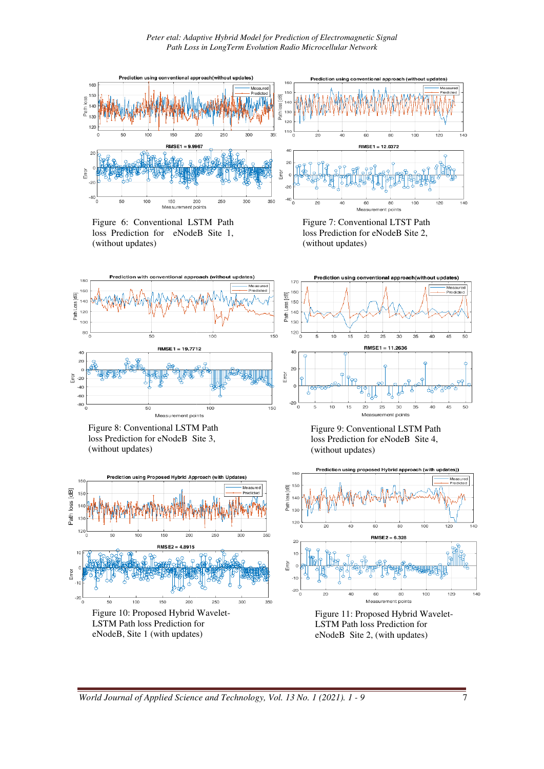Prediction using conventional approach(without updates)

Measured

Predicted

Path loss

160
150
140
130
120

0 50 100 150 200 250 300 350

RMSE1 = 9.9967

Error

20
0
-20
-40

0 50 100 150 200 250 300 350

Measurement points

Figure 6: Conventional LSTM Path loss Prediction for eNodeB Site 1, (without updates)

Prediction using conventional approach (without updates)

Measured

Predicted

Path loss [dB]

160
150
140
130
120
110

0 20 40 60 80 100 120 140

RMSE1 = 12.0372

Error

40
20
0
-20
-40

0 20 40 60 80 100 120 140

Measurement points

Figure 7: Conventional LTST Path loss Prediction for eNodeB Site 2, (without updates)

Prediction with conventional approach (without updates)

Measured

Predicted

Path Loss [dB]

180
160
140
120
100
80

0 50 100 150

RMSE1 = 19.7712

Error

40
20
0
-20
-40
-60
-80

0 50 100 150

Measurement points

Figure 8: Conventional LSTM Path loss Prediction for eNodeB Site 3, (without updates)

Prediction using conventional approach(without updates)

Measured

Predicted

Path Loss [dB]

170
160
150
140
130
120

0 5 10 15 20 25 30 35 40 45 50

RMSE1 = 11.2636

Error

40
20
0
-20

0 5 10 15 20 25 30 35 40 45 50

Measurement points

Figure 9: Conventional LSTM Path loss Prediction for eNodeB Site 4, (without updates)

Prediction using Proposed Hybrid Approach (with Updates)

Measured

Predicted

Path loss [dB]

160
150
140
130
120

0 50 100 150 200 250 300 350

RMSE2 = 4.8915

Error

10
0
-10
-20

0 50 100 150 200 250 300 350

Figure 10: Proposed Hybrid Wavelet-LSTM Path loss Prediction for eNodeB, Site 1 (with updates)

Prediction using proposed Hybrid approach (with updates))

Measured

Predicted

Path loss [dB]

160
150
140
130
120

0 20 40 60 80 100 120 140

RMSE2 = 6.328

Error

20
10
0
-10
-20

0 20 40 60 80 100 120 140

Measurement points

Figure 11: Proposed Hybrid Wavelet-LSTM Path loss Prediction for eNodeB Site 2, (with updates)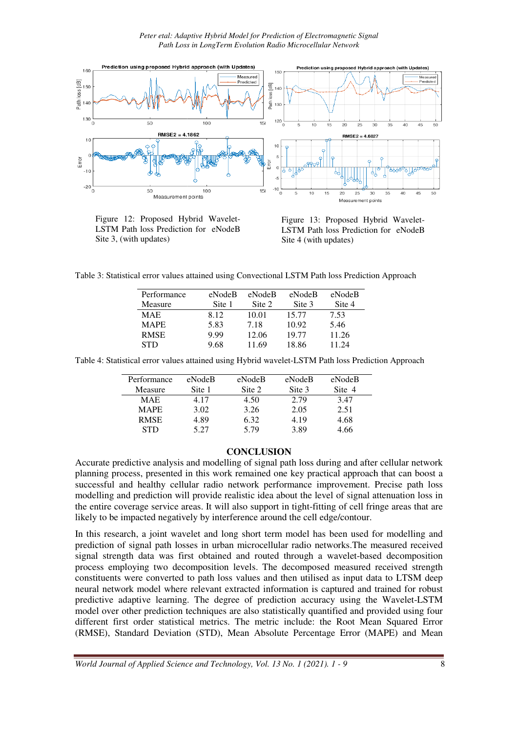Prediction using proposed Hybrid approach (with Updates)

Measured
Predicted

Path loss [dB]

160
150
140
130

0 50 100 150

RMSE2 = 4.1862

Error

10
0
-10
-20

0 50 100 150

Measurement points

Figure 12: Proposed Hybrid Wavelet-LSTM Path loss Prediction for eNodeB Site 3, (with updates)

Prediction using proposed Hybrid approach (with Updates)

Measured
Predicted

Path loss [dB]

150
140
130
120

0 5 10 15 20 25 30 35 40 45 50

RMSE2 = 4.6827

Error

10
5
0
-5
-10

0 5 10 15 20 25 30 35 40 45 50

Measurement points

Figure 13: Proposed Hybrid Wavelet-LSTM Path loss Prediction for eNodeB Site 4 (with updates)

Table 3: Statistical error values attained using Convectional LSTM Path loss Prediction Approach

| Performance Measure | eNodeB Site 1 | eNodeB Site 2 | eNodeB Site 3 | eNodeB Site 4 |
|---|---|---|---|---|
| MAE | 8.12 | 10.01 | 15.77 | 7.53 |
| MAPE | 5.83 | 7.18 | 10.92 | 5.46 |
| RMSE | 9.99 | 12.06 | 19.77 | 11.26 |
| STD | 9.68 | 11.69 | 18.86 | 11.24 |

Table 4: Statistical error values attained using Hybrid wavelet-LSTM Path loss Prediction Approach

| Performance Measure | eNodeB Site 1 | eNodeB Site 2 | eNodeB Site 3 | eNodeB Site 4 |
|---|---|---|---|---|
| MAE | 4.17 | 4.50 | 2.79 | 3.47 |
| MAPE | 3.02 | 3.26 | 2.05 | 2.51 |
| RMSE | 4.89 | 6.32 | 4.19 | 4.68 |
| STD | 5.27 | 5.79 | 3.89 | 4.66 |

## CONCLUSION

Accurate predictive analysis and modelling of signal path loss during and after cellular network planning process, presented in this work remained one key practical approach that can boost a successful and healthy cellular radio network performance improvement. Precise path loss modelling and prediction will provide realistic idea about the level of signal attenuation loss in the entire coverage service areas. It will also support in tight-fitting of cell fringe areas that are likely to be impacted negatively by interference around the cell edge/contour.

In this research, a joint wavelet and long short term model has been used for modelling and prediction of signal path losses in urban microcellular radio networks.The measured received signal strength data was first obtained and routed through a wavelet-based decomposition process employing two decomposition levels. The decomposed measured received strength constituents were converted to path loss values and then utilised as input data to LTSM deep neural network model where relevant extracted information is captured and trained for robust predictive adaptive learning. The degree of prediction accuracy using the Wavelet-LSTM model over other prediction techniques are also statistically quantified and provided using four different first order statistical metrics. The metric include: the Root Mean Squared Error (RMSE), Standard Deviation (STD), Mean Absolute Percentage Error (MAPE) and Mean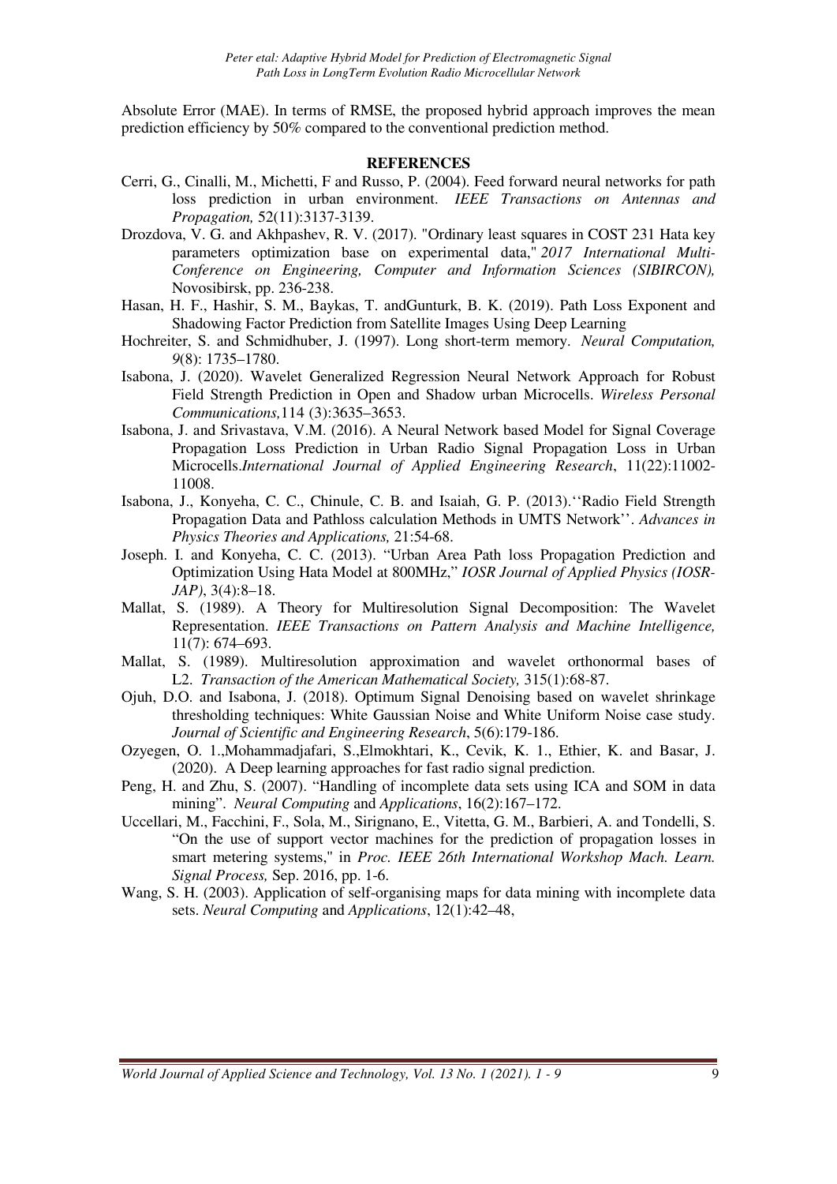Absolute Error (MAE). In terms of RMSE, the proposed hybrid approach improves the mean prediction efficiency by 50% compared to the conventional prediction method.

## REFERENCES

Cerri, G., Cinalli, M., Michetti, F and Russo, P. (2004). Feed forward neural networks for path loss prediction in urban environment. *IEEE Transactions on Antennas and Propagation,* 52(11):3137-3139.

Drozdova, V. G. and Akhpashev, R. V. (2017). "Ordinary least squares in COST 231 Hata key parameters optimization base on experimental data," *2017 International Multi-Conference on Engineering, Computer and Information Sciences (SIBIRCON),* Novosibirsk, pp. 236-238.

Hasan, H. F., Hashir, S. M., Baykas, T. andGunturk, B. K. (2019). Path Loss Exponent and Shadowing Factor Prediction from Satellite Images Using Deep Learning

Hochreiter, S. and Schmidhuber, J. (1997). Long short-term memory. *Neural Computation, 9*(8): 1735–1780.

Isabona, J. (2020). Wavelet Generalized Regression Neural Network Approach for Robust Field Strength Prediction in Open and Shadow urban Microcells. *Wireless Personal Communications,*114 (3):3635–3653.

Isabona, J. and Srivastava, V.M. (2016). A Neural Network based Model for Signal Coverage Propagation Loss Prediction in Urban Radio Signal Propagation Loss in Urban Microcells.*International Journal of Applied Engineering Research*, 11(22):11002-11008.

Isabona, J., Konyeha, C. C., Chinule, C. B. and Isaiah, G. P. (2013).''Radio Field Strength Propagation Data and Pathloss calculation Methods in UMTS Network''. *Advances in Physics Theories and Applications,* 21:54-68.

Joseph. I. and Konyeha, C. C. (2013). "Urban Area Path loss Propagation Prediction and Optimization Using Hata Model at 800MHz," *IOSR Journal of Applied Physics (IOSR-JAP)*, 3(4):8–18.

Mallat, S. (1989). A Theory for Multiresolution Signal Decomposition: The Wavelet Representation. *IEEE Transactions on Pattern Analysis and Machine Intelligence,* 11(7): 674–693.

Mallat, S. (1989). Multiresolution approximation and wavelet orthonormal bases of L2. *Transaction of the American Mathematical Society,* 315(1):68-87.

Ojuh, D.O. and Isabona, J. (2018). Optimum Signal Denoising based on wavelet shrinkage thresholding techniques: White Gaussian Noise and White Uniform Noise case study. *Journal of Scientific and Engineering Research*, 5(6):179-186.

Ozyegen, O. 1.,Mohammadjafari, S.,Elmokhtari, K., Cevik, K. 1., Ethier, K. and Basar, J. (2020). A Deep learning approaches for fast radio signal prediction.

Peng, H. and Zhu, S. (2007). "Handling of incomplete data sets using ICA and SOM in data mining". *Neural Computing* and *Applications*, 16(2):167–172.

Uccellari, M., Facchini, F., Sola, M., Sirignano, E., Vitetta, G. M., Barbieri, A. and Tondelli, S. "On the use of support vector machines for the prediction of propagation losses in smart metering systems," in *Proc. IEEE 26th International Workshop Mach. Learn. Signal Process,* Sep. 2016, pp. 1-6.

Wang, S. H. (2003). Application of self-organising maps for data mining with incomplete data sets. *Neural Computing* and *Applications*, 12(1):42–48,